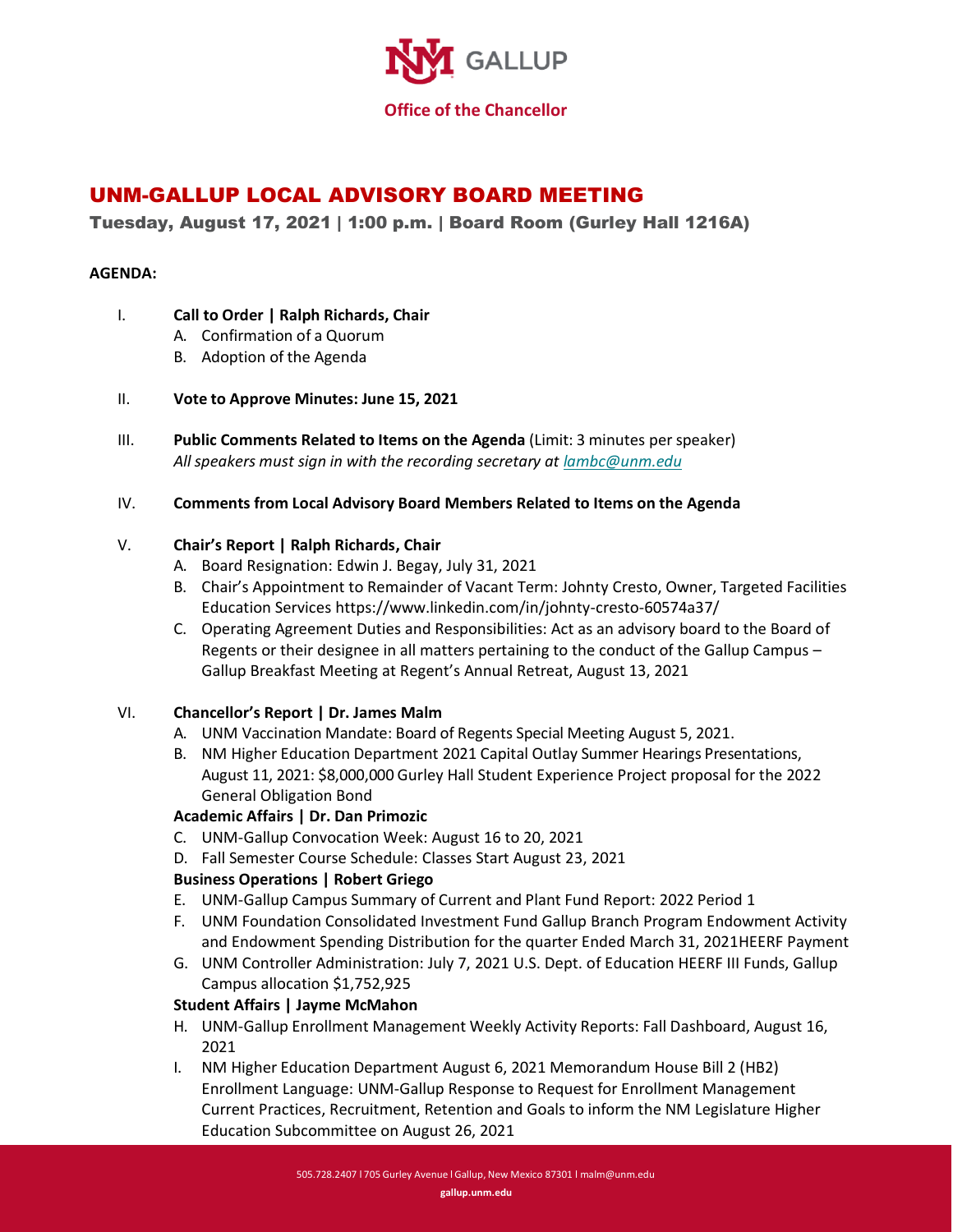UNM GALLUP

**Office of the Chancellor**

# UNM-GALLUP LOCAL ADVISORY BOARD MEETING

## Tuesday, August 17, 2021 | 1:00 p.m. | Board Room (Gurley Hall 1216A)

**AGENDA:**

I. **Call to Order | Ralph Richards, Chair**
   A. Confirmation of a Quorum
   B. Adoption of the Agenda

II. **Vote to Approve Minutes: June 15, 2021**

III. **Public Comments Related to Items on the Agenda** (Limit: 3 minutes per speaker)
   *All speakers must sign in with the recording secretary at lambc@unm.edu*

IV. **Comments from Local Advisory Board Members Related to Items on the Agenda**

V. **Chair's Report | Ralph Richards, Chair**
   A. Board Resignation: Edwin J. Begay, July 31, 2021
   B. Chair's Appointment to Remainder of Vacant Term: Johnty Cresto, Owner, Targeted Facilities Education Services https://www.linkedin.com/in/johnty-cresto-60574a37/
   C. Operating Agreement Duties and Responsibilities: Act as an advisory board to the Board of Regents or their designee in all matters pertaining to the conduct of the Gallup Campus – Gallup Breakfast Meeting at Regent's Annual Retreat, August 13, 2021

VI. **Chancellor's Report | Dr. James Malm**
   A. UNM Vaccination Mandate: Board of Regents Special Meeting August 5, 2021.
   B. NM Higher Education Department 2021 Capital Outlay Summer Hearings Presentations, August 11, 2021: $8,000,000 Gurley Hall Student Experience Project proposal for the 2022 General Obligation Bond

   **Academic Affairs | Dr. Dan Primozic**
   C. UNM-Gallup Convocation Week: August 16 to 20, 2021
   D. Fall Semester Course Schedule: Classes Start August 23, 2021

   **Business Operations | Robert Griego**
   E. UNM-Gallup Campus Summary of Current and Plant Fund Report: 2022 Period 1
   F. UNM Foundation Consolidated Investment Fund Gallup Branch Program Endowment Activity and Endowment Spending Distribution for the quarter Ended March 31, 2021HEERF Payment
   G. UNM Controller Administration: July 7, 2021 U.S. Dept. of Education HEERF III Funds, Gallup Campus allocation $1,752,925

   **Student Affairs | Jayme McMahon**
   H. UNM-Gallup Enrollment Management Weekly Activity Reports: Fall Dashboard, August 16, 2021
   I. NM Higher Education Department August 6, 2021 Memorandum House Bill 2 (HB2) Enrollment Language: UNM-Gallup Response to Request for Enrollment Management Current Practices, Recruitment, Retention and Goals to inform the NM Legislature Higher Education Subcommittee on August 26, 2021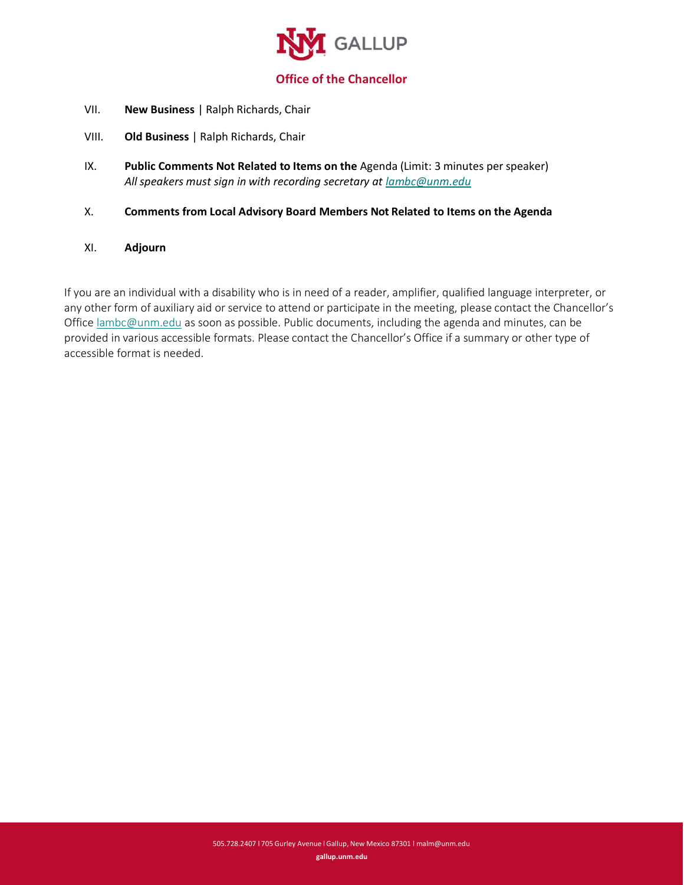VII. **New Business** | Ralph Richards, Chair

VIII. **Old Business** | Ralph Richards, Chair

IX. **Public Comments Not Related to Items on the** Agenda (Limit: 3 minutes per speaker)
*All speakers must sign in with recording secretary at lambc@unm.edu*

X. **Comments from Local Advisory Board Members Not Related to Items on the Agenda**

XI. **Adjourn**

If you are an individual with a disability who is in need of a reader, amplifier, qualified language interpreter, or any other form of auxiliary aid or service to attend or participate in the meeting, please contact the Chancellor's Office lambc@unm.edu as soon as possible. Public documents, including the agenda and minutes, can be provided in various accessible formats. Please contact the Chancellor's Office if a summary or other type of accessible format is needed.